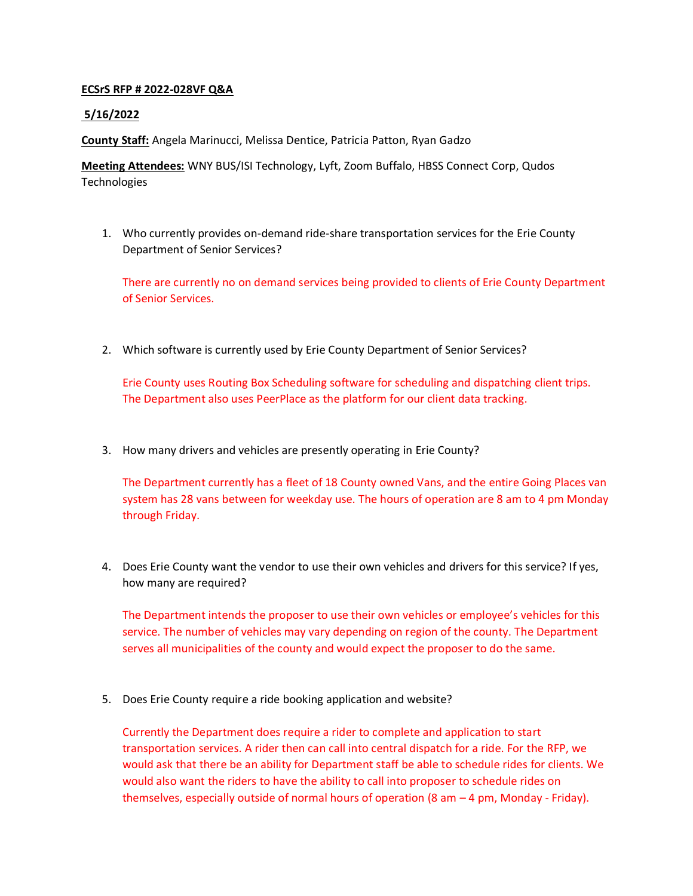**ECSrS RFP # 2022-028VF Q&A**

**5/16/2022**

**County Staff:** Angela Marinucci, Melissa Dentice, Patricia Patton, Ryan Gadzo

**Meeting Attendees:** WNY BUS/ISI Technology, Lyft, Zoom Buffalo, HBSS Connect Corp, Qudos Technologies

1. Who currently provides on-demand ride-share transportation services for the Erie County Department of Senior Services?

   There are currently no on demand services being provided to clients of Erie County Department of Senior Services.

2. Which software is currently used by Erie County Department of Senior Services?

   Erie County uses Routing Box Scheduling software for scheduling and dispatching client trips. The Department also uses PeerPlace as the platform for our client data tracking.

3. How many drivers and vehicles are presently operating in Erie County?

   The Department currently has a fleet of 18 County owned Vans, and the entire Going Places van system has 28 vans between for weekday use. The hours of operation are 8 am to 4 pm Monday through Friday.

4. Does Erie County want the vendor to use their own vehicles and drivers for this service? If yes, how many are required?

   The Department intends the proposer to use their own vehicles or employee's vehicles for this service. The number of vehicles may vary depending on region of the county. The Department serves all municipalities of the county and would expect the proposer to do the same.

5. Does Erie County require a ride booking application and website?

   Currently the Department does require a rider to complete and application to start transportation services. A rider then can call into central dispatch for a ride. For the RFP, we would ask that there be an ability for Department staff be able to schedule rides for clients. We would also want the riders to have the ability to call into proposer to schedule rides on themselves, especially outside of normal hours of operation (8 am – 4 pm, Monday - Friday).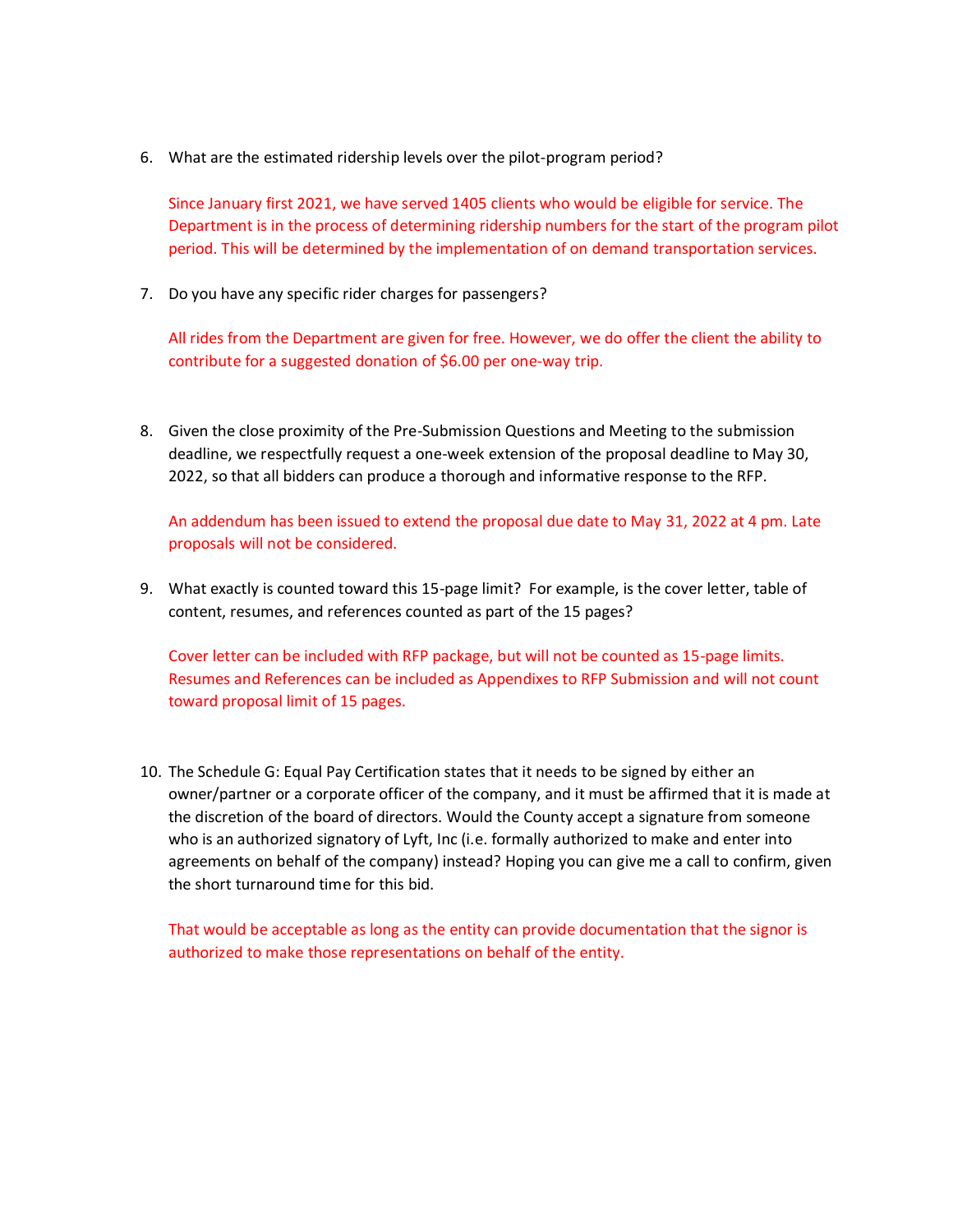6. What are the estimated ridership levels over the pilot-program period?

   Since January first 2021, we have served 1405 clients who would be eligible for service. The Department is in the process of determining ridership numbers for the start of the program pilot period. This will be determined by the implementation of on demand transportation services.

7. Do you have any specific rider charges for passengers?

   All rides from the Department are given for free. However, we do offer the client the ability to contribute for a suggested donation of $6.00 per one-way trip.

8. Given the close proximity of the Pre-Submission Questions and Meeting to the submission deadline, we respectfully request a one-week extension of the proposal deadline to May 30, 2022, so that all bidders can produce a thorough and informative response to the RFP.

   An addendum has been issued to extend the proposal due date to May 31, 2022 at 4 pm. Late proposals will not be considered.

9. What exactly is counted toward this 15-page limit? For example, is the cover letter, table of content, resumes, and references counted as part of the 15 pages?

   Cover letter can be included with RFP package, but will not be counted as 15-page limits. Resumes and References can be included as Appendixes to RFP Submission and will not count toward proposal limit of 15 pages.

10. The Schedule G: Equal Pay Certification states that it needs to be signed by either an owner/partner or a corporate officer of the company, and it must be affirmed that it is made at the discretion of the board of directors. Would the County accept a signature from someone who is an authorized signatory of Lyft, Inc (i.e. formally authorized to make and enter into agreements on behalf of the company) instead? Hoping you can give me a call to confirm, given the short turnaround time for this bid.

    That would be acceptable as long as the entity can provide documentation that the signor is authorized to make those representations on behalf of the entity.